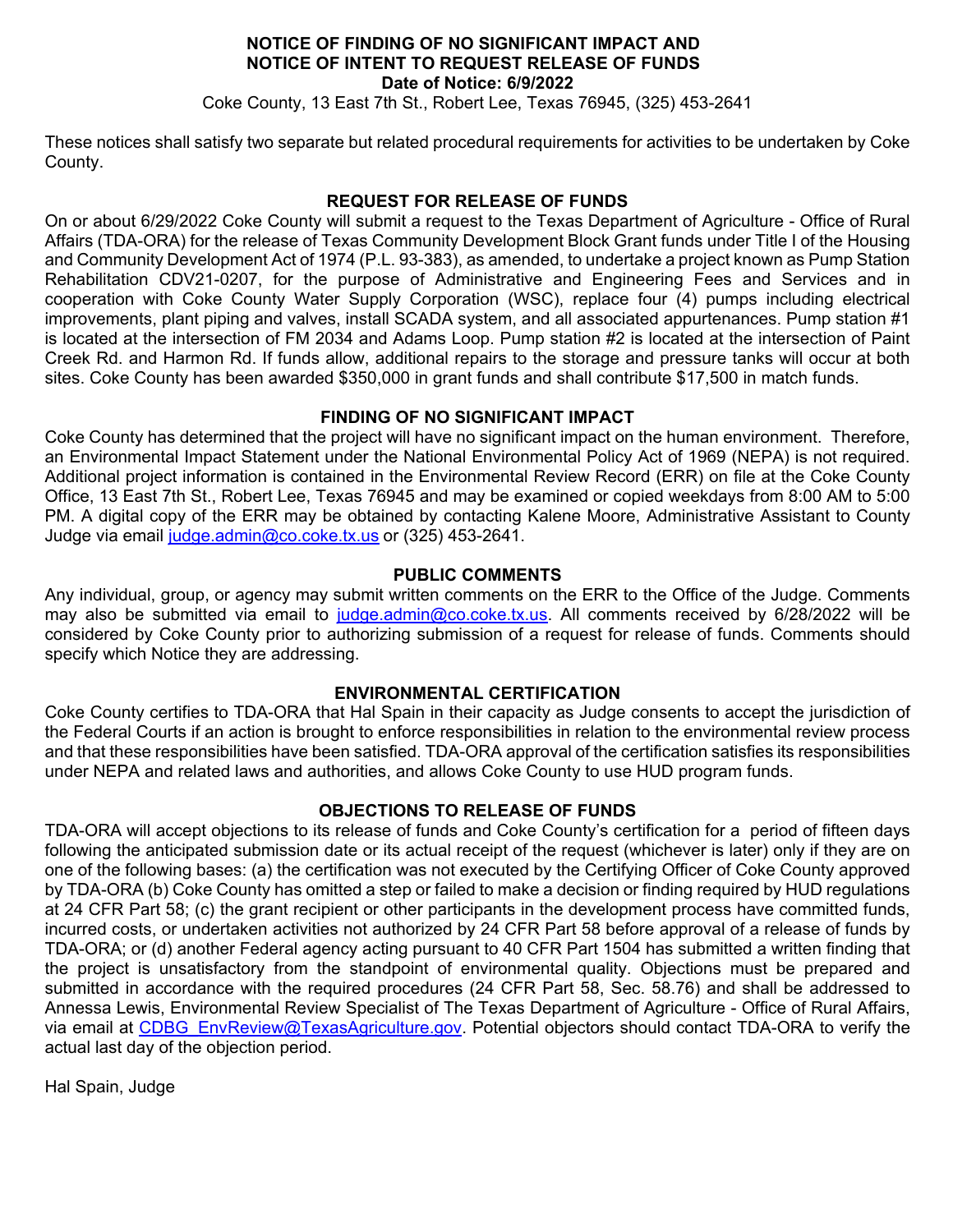**NOTICE OF FINDING OF NO SIGNIFICANT IMPACT AND**
**NOTICE OF INTENT TO REQUEST RELEASE OF FUNDS**
**Date of Notice: 6/9/2022**

Coke County, 13 East 7th St., Robert Lee, Texas 76945, (325) 453-2641

These notices shall satisfy two separate but related procedural requirements for activities to be undertaken by Coke County.

## REQUEST FOR RELEASE OF FUNDS

On or about 6/29/2022 Coke County will submit a request to the Texas Department of Agriculture - Office of Rural Affairs (TDA-ORA) for the release of Texas Community Development Block Grant funds under Title I of the Housing and Community Development Act of 1974 (P.L. 93-383), as amended, to undertake a project known as Pump Station Rehabilitation CDV21-0207, for the purpose of Administrative and Engineering Fees and Services and in cooperation with Coke County Water Supply Corporation (WSC), replace four (4) pumps including electrical improvements, plant piping and valves, install SCADA system, and all associated appurtenances. Pump station #1 is located at the intersection of FM 2034 and Adams Loop. Pump station #2 is located at the intersection of Paint Creek Rd. and Harmon Rd. If funds allow, additional repairs to the storage and pressure tanks will occur at both sites. Coke County has been awarded $350,000 in grant funds and shall contribute $17,500 in match funds.

## FINDING OF NO SIGNIFICANT IMPACT

Coke County has determined that the project will have no significant impact on the human environment. Therefore, an Environmental Impact Statement under the National Environmental Policy Act of 1969 (NEPA) is not required. Additional project information is contained in the Environmental Review Record (ERR) on file at the Coke County Office, 13 East 7th St., Robert Lee, Texas 76945 and may be examined or copied weekdays from 8:00 AM to 5:00 PM. A digital copy of the ERR may be obtained by contacting Kalene Moore, Administrative Assistant to County Judge via email judge.admin@co.coke.tx.us or (325) 453-2641.

## PUBLIC COMMENTS

Any individual, group, or agency may submit written comments on the ERR to the Office of the Judge. Comments may also be submitted via email to judge.admin@co.coke.tx.us. All comments received by 6/28/2022 will be considered by Coke County prior to authorizing submission of a request for release of funds. Comments should specify which Notice they are addressing.

## ENVIRONMENTAL CERTIFICATION

Coke County certifies to TDA-ORA that Hal Spain in their capacity as Judge consents to accept the jurisdiction of the Federal Courts if an action is brought to enforce responsibilities in relation to the environmental review process and that these responsibilities have been satisfied. TDA-ORA approval of the certification satisfies its responsibilities under NEPA and related laws and authorities, and allows Coke County to use HUD program funds.

## OBJECTIONS TO RELEASE OF FUNDS

TDA-ORA will accept objections to its release of funds and Coke County's certification for a period of fifteen days following the anticipated submission date or its actual receipt of the request (whichever is later) only if they are on one of the following bases: (a) the certification was not executed by the Certifying Officer of Coke County approved by TDA-ORA (b) Coke County has omitted a step or failed to make a decision or finding required by HUD regulations at 24 CFR Part 58; (c) the grant recipient or other participants in the development process have committed funds, incurred costs, or undertaken activities not authorized by 24 CFR Part 58 before approval of a release of funds by TDA-ORA; or (d) another Federal agency acting pursuant to 40 CFR Part 1504 has submitted a written finding that the project is unsatisfactory from the standpoint of environmental quality. Objections must be prepared and submitted in accordance with the required procedures (24 CFR Part 58, Sec. 58.76) and shall be addressed to Annessa Lewis, Environmental Review Specialist of The Texas Department of Agriculture - Office of Rural Affairs, via email at CDBG_EnvReview@TexasAgriculture.gov. Potential objectors should contact TDA-ORA to verify the actual last day of the objection period.

Hal Spain, Judge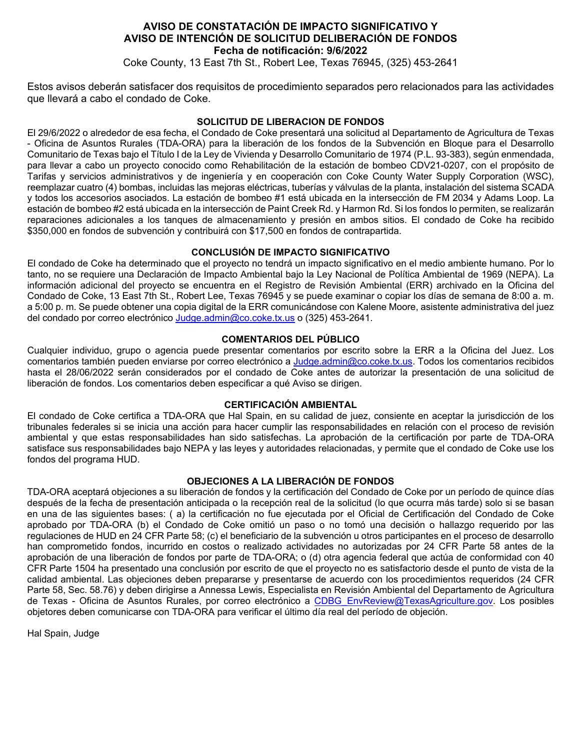# AVISO DE CONSTATACIÓN DE IMPACTO SIGNIFICATIVO Y AVISO DE INTENCIÓN DE SOLICITUD DELIBERACIÓN DE FONDOS

**Fecha de notificación: 9/6/2022**

Coke County, 13 East 7th St., Robert Lee, Texas 76945, (325) 453-2641

Estos avisos deberán satisfacer dos requisitos de procedimiento separados pero relacionados para las actividades que llevará a cabo el condado de Coke.

## SOLICITUD DE LIBERACION DE FONDOS

El 29/6/2022 o alrededor de esa fecha, el Condado de Coke presentará una solicitud al Departamento de Agricultura de Texas - Oficina de Asuntos Rurales (TDA-ORA) para la liberación de los fondos de la Subvención en Bloque para el Desarrollo Comunitario de Texas bajo el Título I de la Ley de Vivienda y Desarrollo Comunitario de 1974 (P.L. 93-383), según enmendada, para llevar a cabo un proyecto conocido como Rehabilitación de la estación de bombeo CDV21-0207, con el propósito de Tarifas y servicios administrativos y de ingeniería y en cooperación con Coke County Water Supply Corporation (WSC), reemplazar cuatro (4) bombas, incluidas las mejoras eléctricas, tuberías y válvulas de la planta, instalación del sistema SCADA y todos los accesorios asociados. La estación de bombeo #1 está ubicada en la intersección de FM 2034 y Adams Loop. La estación de bombeo #2 está ubicada en la intersección de Paint Creek Rd. y Harmon Rd. Si los fondos lo permiten, se realizarán reparaciones adicionales a los tanques de almacenamiento y presión en ambos sitios. El condado de Coke ha recibido $350,000 en fondos de subvención y contribuirá con $17,500 en fondos de contrapartida.

## CONCLUSIÓN DE IMPACTO SIGNIFICATIVO

El condado de Coke ha determinado que el proyecto no tendrá un impacto significativo en el medio ambiente humano. Por lo tanto, no se requiere una Declaración de Impacto Ambiental bajo la Ley Nacional de Política Ambiental de 1969 (NEPA). La información adicional del proyecto se encuentra en el Registro de Revisión Ambiental (ERR) archivado en la Oficina del Condado de Coke, 13 East 7th St., Robert Lee, Texas 76945 y se puede examinar o copiar los días de semana de 8:00 a. m. a 5:00 p. m. Se puede obtener una copia digital de la ERR comunicándose con Kalene Moore, asistente administrativa del juez del condado por correo electrónico Judge.admin@co.coke.tx.us o (325) 453-2641.

## COMENTARIOS DEL PÚBLICO

Cualquier individuo, grupo o agencia puede presentar comentarios por escrito sobre la ERR a la Oficina del Juez. Los comentarios también pueden enviarse por correo electrónico a Judge.admin@co.coke.tx.us. Todos los comentarios recibidos hasta el 28/06/2022 serán considerados por el condado de Coke antes de autorizar la presentación de una solicitud de liberación de fondos. Los comentarios deben especificar a qué Aviso se dirigen.

## CERTIFICACIÓN AMBIENTAL

El condado de Coke certifica a TDA-ORA que Hal Spain, en su calidad de juez, consiente en aceptar la jurisdicción de los tribunales federales si se inicia una acción para hacer cumplir las responsabilidades en relación con el proceso de revisión ambiental y que estas responsabilidades han sido satisfechas. La aprobación de la certificación por parte de TDA-ORA satisface sus responsabilidades bajo NEPA y las leyes y autoridades relacionadas, y permite que el condado de Coke use los fondos del programa HUD.

## OBJECIONES A LA LIBERACIÓN DE FONDOS

TDA-ORA aceptará objeciones a su liberación de fondos y la certificación del Condado de Coke por un período de quince días después de la fecha de presentación anticipada o la recepción real de la solicitud (lo que ocurra más tarde) solo si se basan en una de las siguientes bases: ( a) la certificación no fue ejecutada por el Oficial de Certificación del Condado de Coke aprobado por TDA-ORA (b) el Condado de Coke omitió un paso o no tomó una decisión o hallazgo requerido por las regulaciones de HUD en 24 CFR Parte 58; (c) el beneficiario de la subvención u otros participantes en el proceso de desarrollo han comprometido fondos, incurrido en costos o realizado actividades no autorizadas por 24 CFR Parte 58 antes de la aprobación de una liberación de fondos por parte de TDA-ORA; o (d) otra agencia federal que actúa de conformidad con 40 CFR Parte 1504 ha presentado una conclusión por escrito de que el proyecto no es satisfactorio desde el punto de vista de la calidad ambiental. Las objeciones deben prepararse y presentarse de acuerdo con los procedimientos requeridos (24 CFR Parte 58, Sec. 58.76) y deben dirigirse a Annessa Lewis, Especialista en Revisión Ambiental del Departamento de Agricultura de Texas - Oficina de Asuntos Rurales, por correo electrónico a CDBG_EnvReview@TexasAgriculture.gov. Los posibles objetores deben comunicarse con TDA-ORA para verificar el último día real del período de objeción.

Hal Spain, Judge